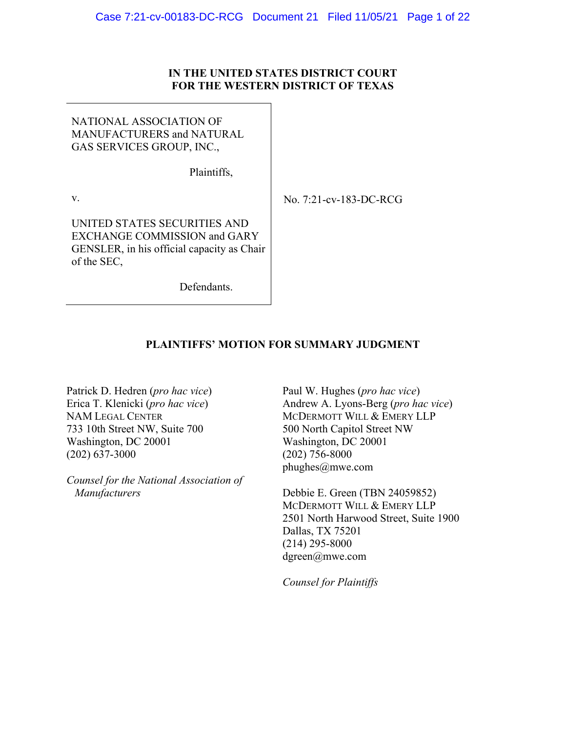**IN THE UNITED STATES DISTRICT COURT**
**FOR THE WESTERN DISTRICT OF TEXAS**

NATIONAL ASSOCIATION OF MANUFACTURERS and NATURAL GAS SERVICES GROUP, INC.,

Plaintiffs,

v.

UNITED STATES SECURITIES AND EXCHANGE COMMISSION and GARY GENSLER, in his official capacity as Chair of the SEC,

Defendants.

No. 7:21-cv-183-DC-RCG

## PLAINTIFFS' MOTION FOR SUMMARY JUDGMENT

Patrick D. Hedren (*pro hac vice*)
Erica T. Klenicki (*pro hac vice*)
NAM LEGAL CENTER
733 10th Street NW, Suite 700
Washington, DC 20001
(202) 637-3000

*Counsel for the National Association of Manufacturers*

Paul W. Hughes (*pro hac vice*)
Andrew A. Lyons-Berg (*pro hac vice*)
MCDERMOTT WILL & EMERY LLP
500 North Capitol Street NW
Washington, DC 20001
(202) 756-8000
phughes@mwe.com

Debbie E. Green (TBN 24059852)
MCDERMOTT WILL & EMERY LLP
2501 North Harwood Street, Suite 1900
Dallas, TX 75201
(214) 295-8000
dgreen@mwe.com

*Counsel for Plaintiffs*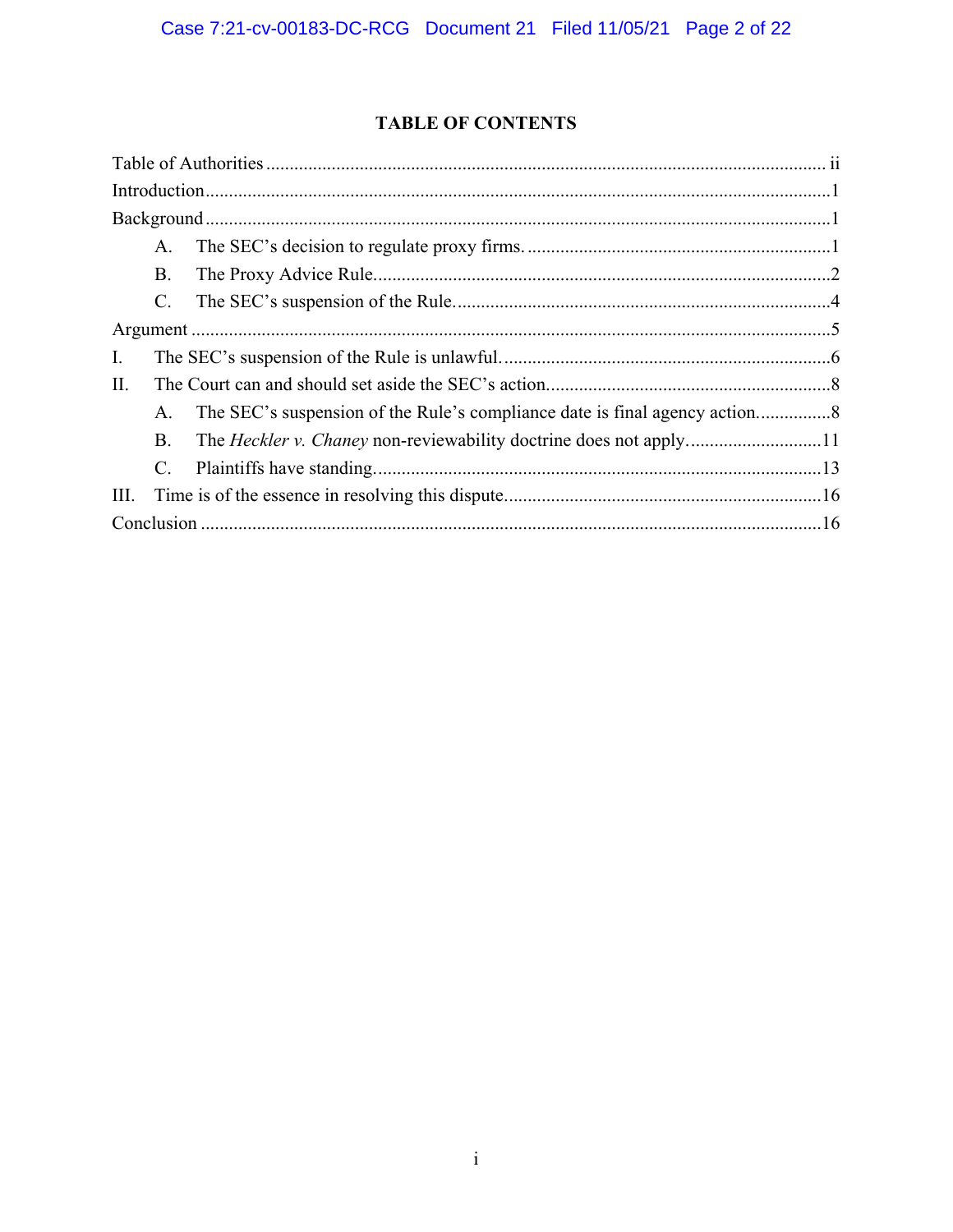## TABLE OF CONTENTS

Table of Authorities ........................................................................................................................ ii

Introduction ........................................................................................................................................ 1

Background ........................................................................................................................................ 1

A. The SEC's decision to regulate proxy firms. ............................................................................ 1

B. The Proxy Advice Rule. ............................................................................................................. 2

C. The SEC's suspension of the Rule. ............................................................................................ 4

Argument ............................................................................................................................................ 5

I. The SEC's suspension of the Rule is unlawful. ........................................................................... 6

II. The Court can and should set aside the SEC's action. ............................................................... 8

A. The SEC's suspension of the Rule's compliance date is final agency action. ........................... 8

B. The *Heckler v. Chaney* non-reviewability doctrine does not apply. ....................................... 11

C. Plaintiffs have standing. ........................................................................................................... 13

III. Time is of the essence in resolving this dispute. ..................................................................... 16

Conclusion ........................................................................................................................................ 16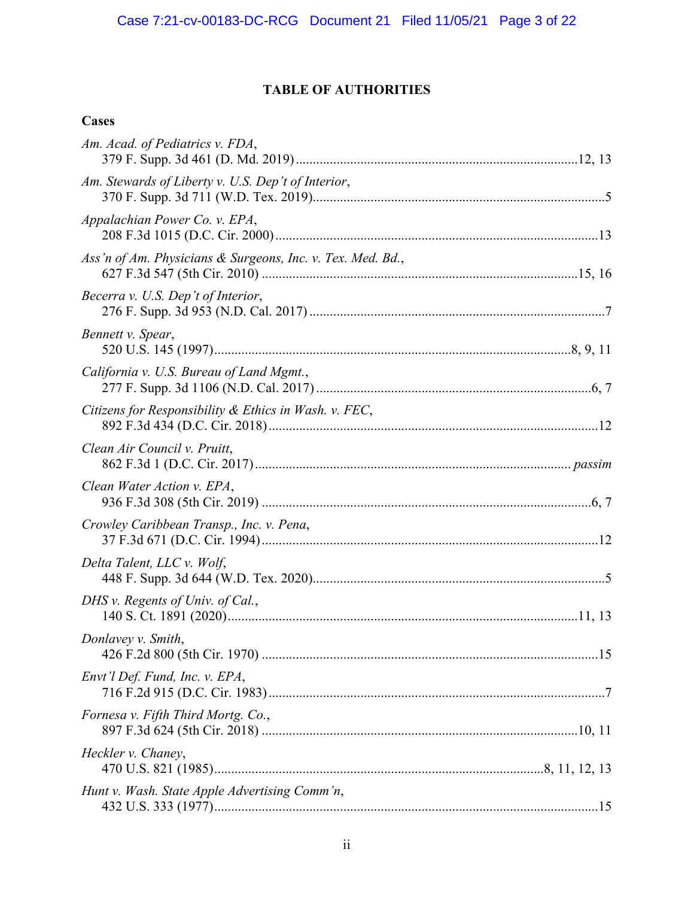## TABLE OF AUTHORITIES

### Cases

*Am. Acad. of Pediatrics v. FDA*, 379 F. Supp. 3d 461 (D. Md. 2019) .......... 12, 13

*Am. Stewards of Liberty v. U.S. Dep't of Interior*, 370 F. Supp. 3d 711 (W.D. Tex. 2019) .......... 5

*Appalachian Power Co. v. EPA*, 208 F.3d 1015 (D.C. Cir. 2000) .......... 13

*Ass'n of Am. Physicians & Surgeons, Inc. v. Tex. Med. Bd.*, 627 F.3d 547 (5th Cir. 2010) .......... 15, 16

*Becerra v. U.S. Dep't of Interior*, 276 F. Supp. 3d 953 (N.D. Cal. 2017) .......... 7

*Bennett v. Spear*, 520 U.S. 145 (1997) .......... 8, 9, 11

*California v. U.S. Bureau of Land Mgmt.*, 277 F. Supp. 3d 1106 (N.D. Cal. 2017) .......... 6, 7

*Citizens for Responsibility & Ethics in Wash. v. FEC*, 892 F.3d 434 (D.C. Cir. 2018) .......... 12

*Clean Air Council v. Pruitt*, 862 F.3d 1 (D.C. Cir. 2017) .......... *passim*

*Clean Water Action v. EPA*, 936 F.3d 308 (5th Cir. 2019) .......... 6, 7

*Crowley Caribbean Transp., Inc. v. Pena*, 37 F.3d 671 (D.C. Cir. 1994) .......... 12

*Delta Talent, LLC v. Wolf*, 448 F. Supp. 3d 644 (W.D. Tex. 2020) .......... 5

*DHS v. Regents of Univ. of Cal.*, 140 S. Ct. 1891 (2020) .......... 11, 13

*Donlavey v. Smith*, 426 F.2d 800 (5th Cir. 1970) .......... 15

*Envt'l Def. Fund, Inc. v. EPA*, 716 F.2d 915 (D.C. Cir. 1983) .......... 7

*Fornesa v. Fifth Third Mortg. Co.*, 897 F.3d 624 (5th Cir. 2018) .......... 10, 11

*Heckler v. Chaney*, 470 U.S. 821 (1985) .......... 8, 11, 12, 13

*Hunt v. Wash. State Apple Advertising Comm'n*, 432 U.S. 333 (1977) .......... 15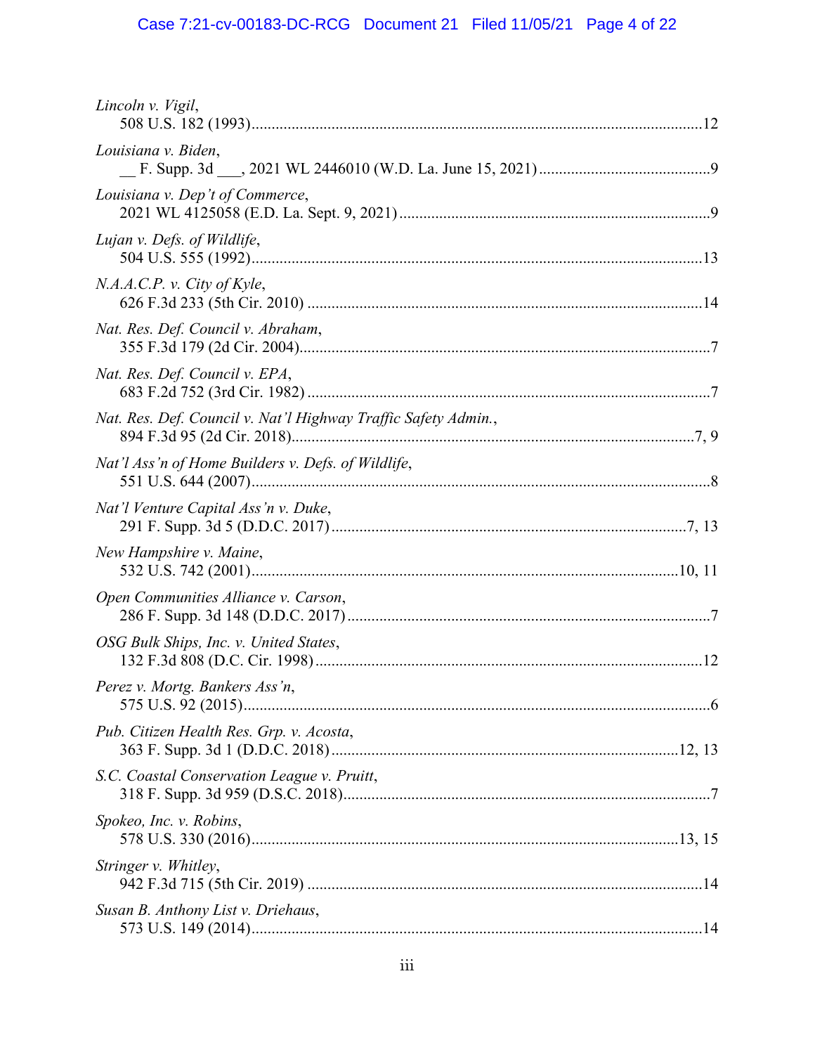*Lincoln v. Vigil*,
508 U.S. 182 (1993)....................................................................................................12

*Louisiana v. Biden*,
__ F. Supp. 3d ___, 2021 WL 2446010 (W.D. La. June 15, 2021)...........................................9

*Louisiana v. Dep't of Commerce*,
2021 WL 4125058 (E.D. La. Sept. 9, 2021)..............................................................................9

*Lujan v. Defs. of Wildlife*,
504 U.S. 555 (1992)....................................................................................................13

*N.A.A.C.P. v. City of Kyle*,
626 F.3d 233 (5th Cir. 2010) ....................................................................................................14

*Nat. Res. Def. Council v. Abraham*,
355 F.3d 179 (2d Cir. 2004).......................................................................................................7

*Nat. Res. Def. Council v. EPA*,
683 F.2d 752 (3rd Cir. 1982) .....................................................................................................7

*Nat. Res. Def. Council v. Nat'l Highway Traffic Safety Admin.*,
894 F.3d 95 (2d Cir. 2018).....................................................................................................7, 9

*Nat'l Ass'n of Home Builders v. Defs. of Wildlife*,
551 U.S. 644 (2007)....................................................................................................8

*Nat'l Venture Capital Ass'n v. Duke*,
291 F. Supp. 3d 5 (D.D.C. 2017) .........................................................................................7, 13

*New Hampshire v. Maine*,
532 U.S. 742 (2001)..........................................................................................................10, 11

*Open Communities Alliance v. Carson*,
286 F. Supp. 3d 148 (D.D.C. 2017) ...........................................................................................7

*OSG Bulk Ships, Inc. v. United States*,
132 F.3d 808 (D.C. Cir. 1998) .................................................................................................12

*Perez v. Mortg. Bankers Ass'n*,
575 U.S. 92 (2015)....................................................................................................6

*Pub. Citizen Health Res. Grp. v. Acosta*,
363 F. Supp. 3d 1 (D.D.C. 2018) .......................................................................................12, 13

*S.C. Coastal Conservation League v. Pruitt*,
318 F. Supp. 3d 959 (D.S.C. 2018)............................................................................................7

*Spokeo, Inc. v. Robins*,
578 U.S. 330 (2016)..........................................................................................................13, 15

*Stringer v. Whitley*,
942 F.3d 715 (5th Cir. 2019) ...................................................................................................14

*Susan B. Anthony List v. Driehaus*,
573 U.S. 149 (2014)....................................................................................................14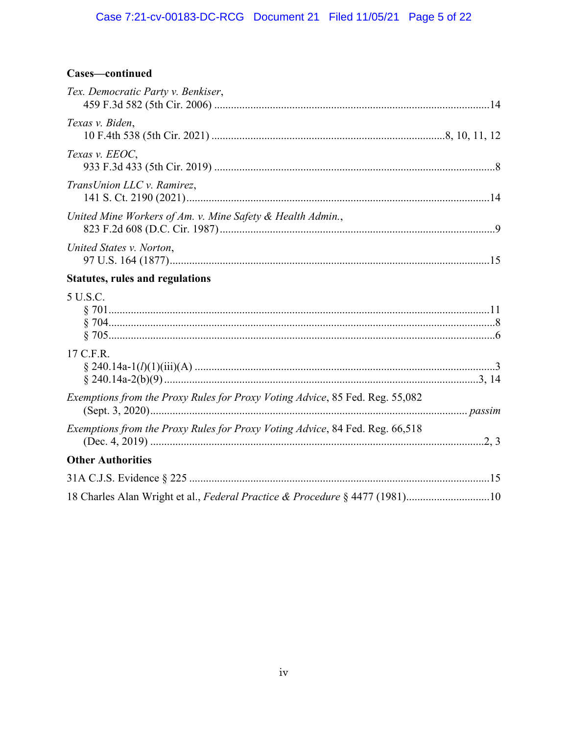**Cases—continued**

*Tex. Democratic Party v. Benkiser*,
459 F.3d 582 (5th Cir. 2006) ....................................................................................14

*Texas v. Biden*,
10 F.4th 538 (5th Cir. 2021) ....................................................................8, 10, 11, 12

*Texas v. EEOC*,
933 F.3d 433 (5th Cir. 2019) ......................................................................................8

*TransUnion LLC v. Ramirez*,
141 S. Ct. 2190 (2021)................................................................................................14

*United Mine Workers of Am. v. Mine Safety & Health Admin.*,
823 F.2d 608 (D.C. Cir. 1987) ....................................................................................9

*United States v. Norton*,
97 U.S. 164 (1877)......................................................................................................15

**Statutes, rules and regulations**

5 U.S.C.
§ 701.........................................................................................................................11
§ 704...........................................................................................................................8
§ 705...........................................................................................................................6

17 C.F.R.
§ 240.14a-1(*l*)(1)(iii)(A) ............................................................................................3
§ 240.14a-2(b)(9) ...................................................................................................3, 14

*Exemptions from the Proxy Rules for Proxy Voting Advice*, 85 Fed. Reg. 55,082
(Sept. 3, 2020)..................................................................................................... *passim*

*Exemptions from the Proxy Rules for Proxy Voting Advice*, 84 Fed. Reg. 66,518
(Dec. 4, 2019) .........................................................................................................2, 3

**Other Authorities**

31A C.J.S. Evidence § 225 ............................................................................................15

18 Charles Alan Wright et al., *Federal Practice & Procedure* § 4477 (1981)...............................10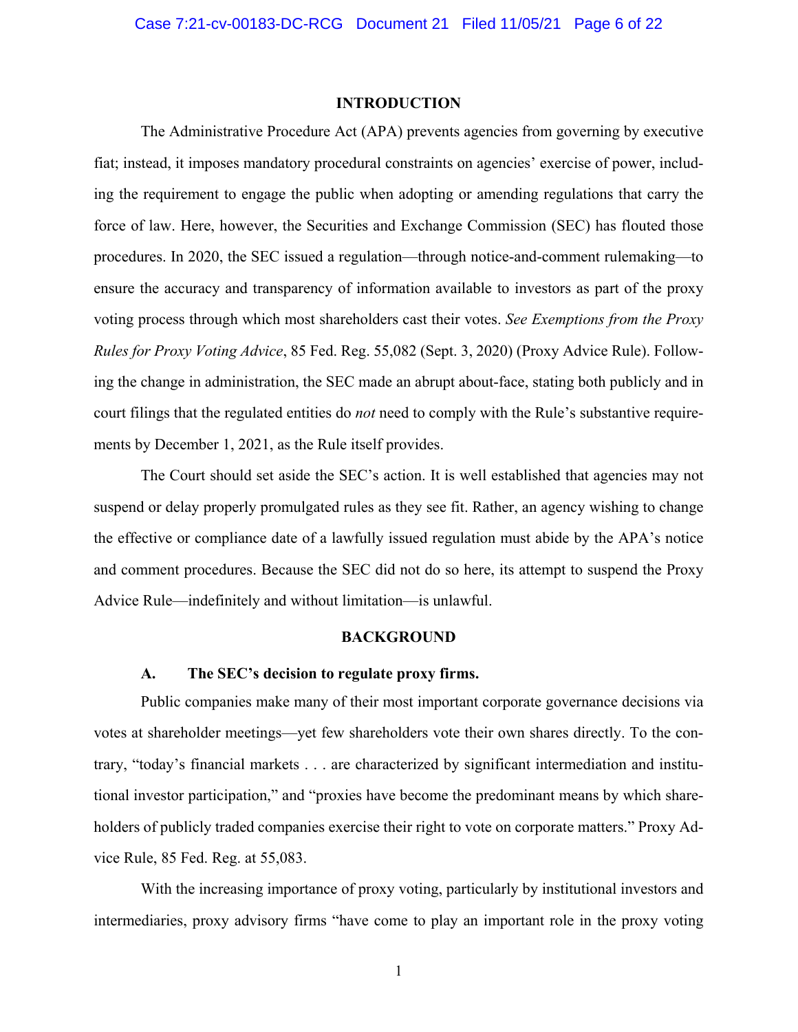## INTRODUCTION

The Administrative Procedure Act (APA) prevents agencies from governing by executive fiat; instead, it imposes mandatory procedural constraints on agencies' exercise of power, including the requirement to engage the public when adopting or amending regulations that carry the force of law. Here, however, the Securities and Exchange Commission (SEC) has flouted those procedures. In 2020, the SEC issued a regulation—through notice-and-comment rulemaking—to ensure the accuracy and transparency of information available to investors as part of the proxy voting process through which most shareholders cast their votes. *See Exemptions from the Proxy Rules for Proxy Voting Advice*, 85 Fed. Reg. 55,082 (Sept. 3, 2020) (Proxy Advice Rule). Following the change in administration, the SEC made an abrupt about-face, stating both publicly and in court filings that the regulated entities do *not* need to comply with the Rule's substantive requirements by December 1, 2021, as the Rule itself provides.

The Court should set aside the SEC's action. It is well established that agencies may not suspend or delay properly promulgated rules as they see fit. Rather, an agency wishing to change the effective or compliance date of a lawfully issued regulation must abide by the APA's notice and comment procedures. Because the SEC did not do so here, its attempt to suspend the Proxy Advice Rule—indefinitely and without limitation—is unlawful.

## BACKGROUND

### A. The SEC's decision to regulate proxy firms.

Public companies make many of their most important corporate governance decisions via votes at shareholder meetings—yet few shareholders vote their own shares directly. To the contrary, "today's financial markets . . . are characterized by significant intermediation and institutional investor participation," and "proxies have become the predominant means by which shareholders of publicly traded companies exercise their right to vote on corporate matters." Proxy Advice Rule, 85 Fed. Reg. at 55,083.

With the increasing importance of proxy voting, particularly by institutional investors and intermediaries, proxy advisory firms "have come to play an important role in the proxy voting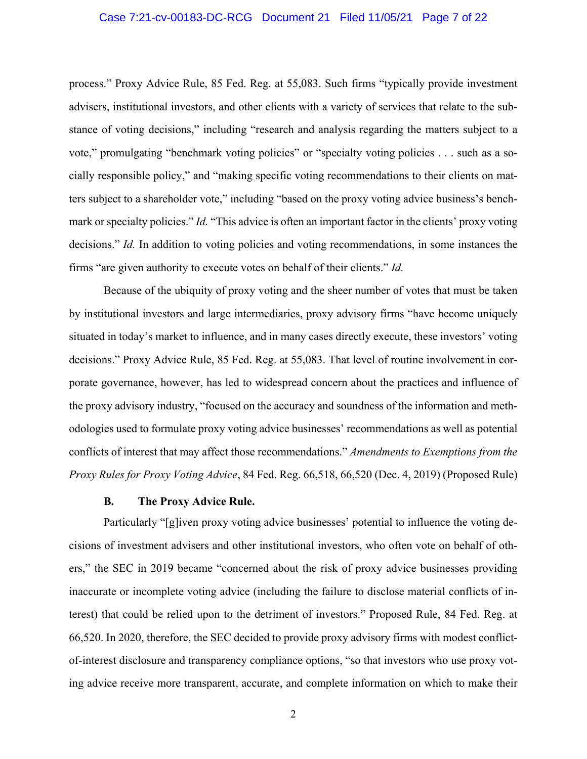process." Proxy Advice Rule, 85 Fed. Reg. at 55,083. Such firms "typically provide investment advisers, institutional investors, and other clients with a variety of services that relate to the substance of voting decisions," including "research and analysis regarding the matters subject to a vote," promulgating "benchmark voting policies" or "specialty voting policies . . . such as a socially responsible policy," and "making specific voting recommendations to their clients on matters subject to a shareholder vote," including "based on the proxy voting advice business's benchmark or specialty policies." *Id.* "This advice is often an important factor in the clients' proxy voting decisions." *Id.* In addition to voting policies and voting recommendations, in some instances the firms "are given authority to execute votes on behalf of their clients." *Id.*

Because of the ubiquity of proxy voting and the sheer number of votes that must be taken by institutional investors and large intermediaries, proxy advisory firms "have become uniquely situated in today's market to influence, and in many cases directly execute, these investors' voting decisions." Proxy Advice Rule, 85 Fed. Reg. at 55,083. That level of routine involvement in corporate governance, however, has led to widespread concern about the practices and influence of the proxy advisory industry, "focused on the accuracy and soundness of the information and methodologies used to formulate proxy voting advice businesses' recommendations as well as potential conflicts of interest that may affect those recommendations." *Amendments to Exemptions from the Proxy Rules for Proxy Voting Advice*, 84 Fed. Reg. 66,518, 66,520 (Dec. 4, 2019) (Proposed Rule)

### B. The Proxy Advice Rule.

Particularly "[g]iven proxy voting advice businesses' potential to influence the voting decisions of investment advisers and other institutional investors, who often vote on behalf of others," the SEC in 2019 became "concerned about the risk of proxy advice businesses providing inaccurate or incomplete voting advice (including the failure to disclose material conflicts of interest) that could be relied upon to the detriment of investors." Proposed Rule, 84 Fed. Reg. at 66,520. In 2020, therefore, the SEC decided to provide proxy advisory firms with modest conflict-of-interest disclosure and transparency compliance options, "so that investors who use proxy voting advice receive more transparent, accurate, and complete information on which to make their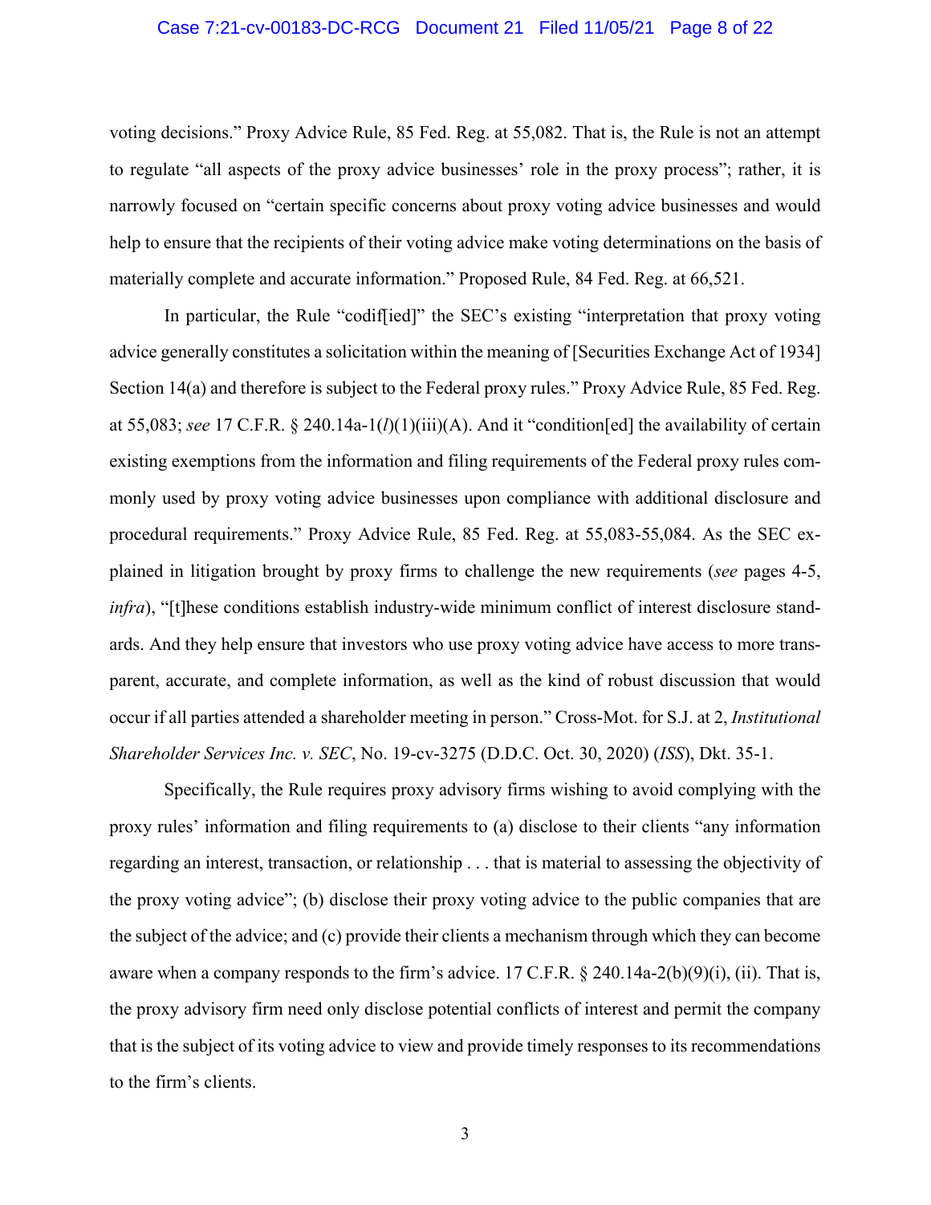voting decisions." Proxy Advice Rule, 85 Fed. Reg. at 55,082. That is, the Rule is not an attempt to regulate "all aspects of the proxy advice businesses' role in the proxy process"; rather, it is narrowly focused on "certain specific concerns about proxy voting advice businesses and would help to ensure that the recipients of their voting advice make voting determinations on the basis of materially complete and accurate information." Proposed Rule, 84 Fed. Reg. at 66,521.

In particular, the Rule "codif[ied]" the SEC's existing "interpretation that proxy voting advice generally constitutes a solicitation within the meaning of [Securities Exchange Act of 1934] Section 14(a) and therefore is subject to the Federal proxy rules." Proxy Advice Rule, 85 Fed. Reg. at 55,083; *see* 17 C.F.R. § 240.14a-1(*l*)(1)(iii)(A). And it "condition[ed] the availability of certain existing exemptions from the information and filing requirements of the Federal proxy rules commonly used by proxy voting advice businesses upon compliance with additional disclosure and procedural requirements." Proxy Advice Rule, 85 Fed. Reg. at 55,083-55,084. As the SEC explained in litigation brought by proxy firms to challenge the new requirements (*see* pages 4-5, *infra*), "[t]hese conditions establish industry-wide minimum conflict of interest disclosure standards. And they help ensure that investors who use proxy voting advice have access to more transparent, accurate, and complete information, as well as the kind of robust discussion that would occur if all parties attended a shareholder meeting in person." Cross-Mot. for S.J. at 2, *Institutional Shareholder Services Inc. v. SEC*, No. 19-cv-3275 (D.D.C. Oct. 30, 2020) (*ISS*), Dkt. 35-1.

Specifically, the Rule requires proxy advisory firms wishing to avoid complying with the proxy rules' information and filing requirements to (a) disclose to their clients "any information regarding an interest, transaction, or relationship . . . that is material to assessing the objectivity of the proxy voting advice"; (b) disclose their proxy voting advice to the public companies that are the subject of the advice; and (c) provide their clients a mechanism through which they can become aware when a company responds to the firm's advice. 17 C.F.R. § 240.14a-2(b)(9)(i), (ii). That is, the proxy advisory firm need only disclose potential conflicts of interest and permit the company that is the subject of its voting advice to view and provide timely responses to its recommendations to the firm's clients.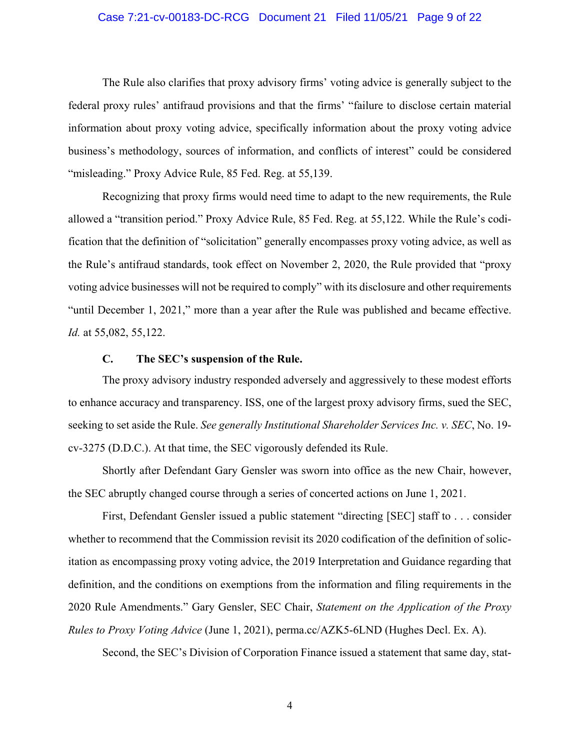The Rule also clarifies that proxy advisory firms' voting advice is generally subject to the federal proxy rules' antifraud provisions and that the firms' "failure to disclose certain material information about proxy voting advice, specifically information about the proxy voting advice business's methodology, sources of information, and conflicts of interest" could be considered "misleading." Proxy Advice Rule, 85 Fed. Reg. at 55,139.

Recognizing that proxy firms would need time to adapt to the new requirements, the Rule allowed a "transition period." Proxy Advice Rule, 85 Fed. Reg. at 55,122. While the Rule's codification that the definition of "solicitation" generally encompasses proxy voting advice, as well as the Rule's antifraud standards, took effect on November 2, 2020, the Rule provided that "proxy voting advice businesses will not be required to comply" with its disclosure and other requirements "until December 1, 2021," more than a year after the Rule was published and became effective. *Id.* at 55,082, 55,122.

### C. The SEC's suspension of the Rule.

The proxy advisory industry responded adversely and aggressively to these modest efforts to enhance accuracy and transparency. ISS, one of the largest proxy advisory firms, sued the SEC, seeking to set aside the Rule. *See generally Institutional Shareholder Services Inc. v. SEC*, No. 19-cv-3275 (D.D.C.). At that time, the SEC vigorously defended its Rule.

Shortly after Defendant Gary Gensler was sworn into office as the new Chair, however, the SEC abruptly changed course through a series of concerted actions on June 1, 2021.

First, Defendant Gensler issued a public statement "directing [SEC] staff to . . . consider whether to recommend that the Commission revisit its 2020 codification of the definition of solicitation as encompassing proxy voting advice, the 2019 Interpretation and Guidance regarding that definition, and the conditions on exemptions from the information and filing requirements in the 2020 Rule Amendments." Gary Gensler, SEC Chair, *Statement on the Application of the Proxy Rules to Proxy Voting Advice* (June 1, 2021), perma.cc/AZK5-6LND (Hughes Decl. Ex. A).

Second, the SEC's Division of Corporation Finance issued a statement that same day, stat-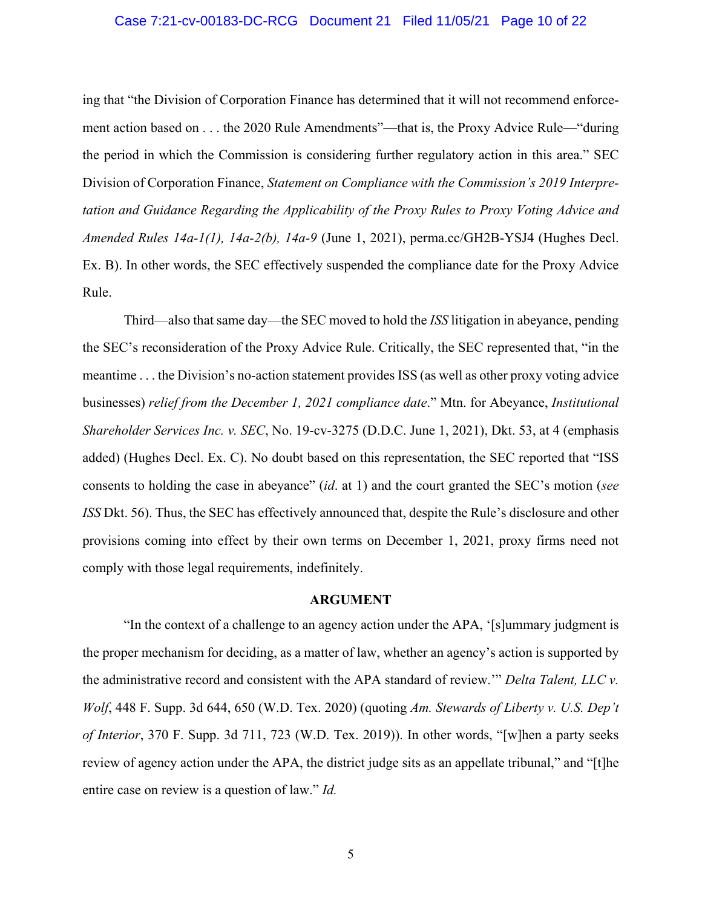ing that "the Division of Corporation Finance has determined that it will not recommend enforcement action based on . . . the 2020 Rule Amendments"—that is, the Proxy Advice Rule—"during the period in which the Commission is considering further regulatory action in this area." SEC Division of Corporation Finance, *Statement on Compliance with the Commission's 2019 Interpretation and Guidance Regarding the Applicability of the Proxy Rules to Proxy Voting Advice and Amended Rules 14a-1(1), 14a-2(b), 14a-9* (June 1, 2021), perma.cc/GH2B-YSJ4 (Hughes Decl. Ex. B). In other words, the SEC effectively suspended the compliance date for the Proxy Advice Rule.

Third—also that same day—the SEC moved to hold the *ISS* litigation in abeyance, pending the SEC's reconsideration of the Proxy Advice Rule. Critically, the SEC represented that, "in the meantime . . . the Division's no-action statement provides ISS (as well as other proxy voting advice businesses) *relief from the December 1, 2021 compliance date*." Mtn. for Abeyance, *Institutional Shareholder Services Inc. v. SEC*, No. 19-cv-3275 (D.D.C. June 1, 2021), Dkt. 53, at 4 (emphasis added) (Hughes Decl. Ex. C). No doubt based on this representation, the SEC reported that "ISS consents to holding the case in abeyance" (*id*. at 1) and the court granted the SEC's motion (*see ISS* Dkt. 56). Thus, the SEC has effectively announced that, despite the Rule's disclosure and other provisions coming into effect by their own terms on December 1, 2021, proxy firms need not comply with those legal requirements, indefinitely.

## ARGUMENT

"In the context of a challenge to an agency action under the APA, '[s]ummary judgment is the proper mechanism for deciding, as a matter of law, whether an agency's action is supported by the administrative record and consistent with the APA standard of review.'" *Delta Talent, LLC v. Wolf*, 448 F. Supp. 3d 644, 650 (W.D. Tex. 2020) (quoting *Am. Stewards of Liberty v. U.S. Dep't of Interior*, 370 F. Supp. 3d 711, 723 (W.D. Tex. 2019)). In other words, "[w]hen a party seeks review of agency action under the APA, the district judge sits as an appellate tribunal," and "[t]he entire case on review is a question of law." *Id.*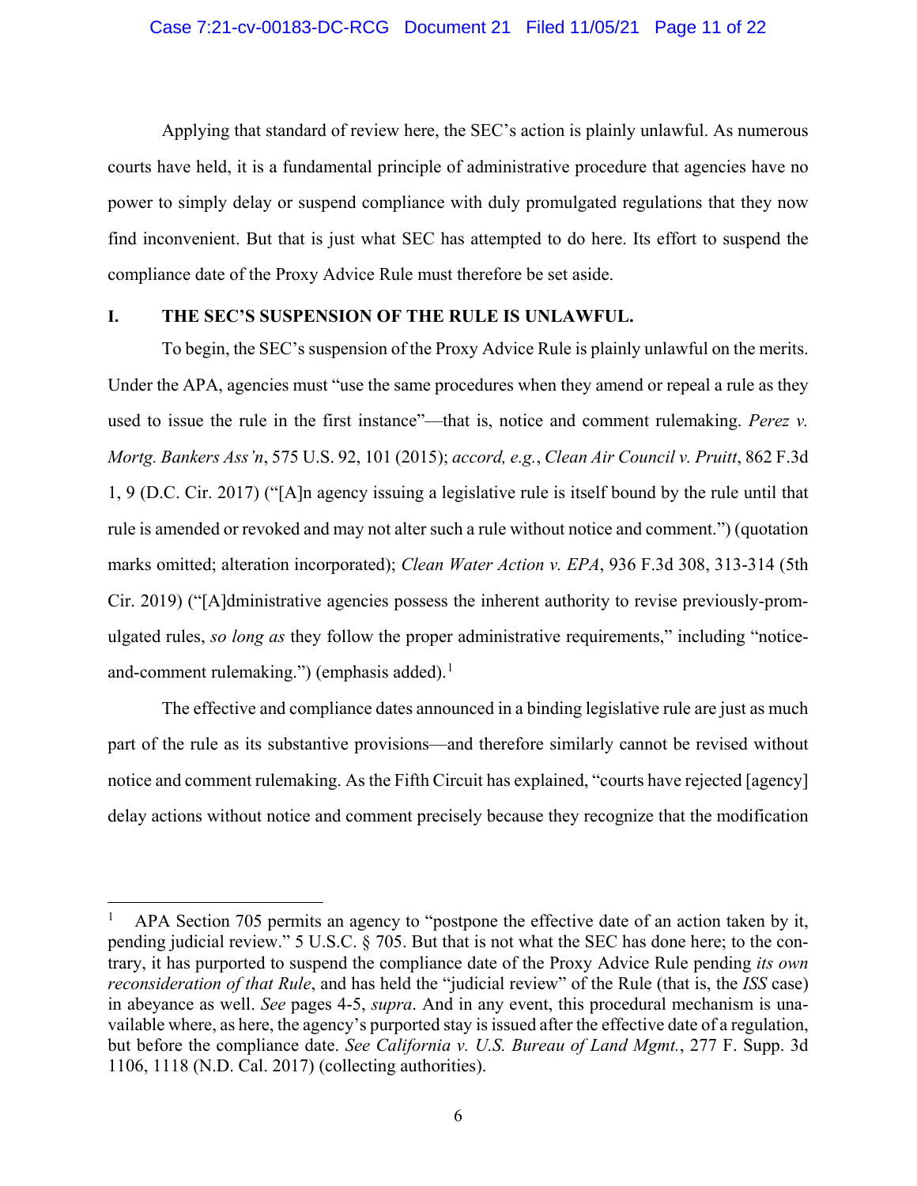Applying that standard of review here, the SEC's action is plainly unlawful. As numerous courts have held, it is a fundamental principle of administrative procedure that agencies have no power to simply delay or suspend compliance with duly promulgated regulations that they now find inconvenient. But that is just what SEC has attempted to do here. Its effort to suspend the compliance date of the Proxy Advice Rule must therefore be set aside.

## I. THE SEC'S SUSPENSION OF THE RULE IS UNLAWFUL.

To begin, the SEC's suspension of the Proxy Advice Rule is plainly unlawful on the merits. Under the APA, agencies must "use the same procedures when they amend or repeal a rule as they used to issue the rule in the first instance"—that is, notice and comment rulemaking. *Perez v. Mortg. Bankers Ass'n*, 575 U.S. 92, 101 (2015); *accord, e.g.*, *Clean Air Council v. Pruitt*, 862 F.3d 1, 9 (D.C. Cir. 2017) ("[A]n agency issuing a legislative rule is itself bound by the rule until that rule is amended or revoked and may not alter such a rule without notice and comment.") (quotation marks omitted; alteration incorporated); *Clean Water Action v. EPA*, 936 F.3d 308, 313-314 (5th Cir. 2019) ("[A]dministrative agencies possess the inherent authority to revise previously-promulgated rules, *so long as* they follow the proper administrative requirements," including "notice-and-comment rulemaking.") (emphasis added).[1]

The effective and compliance dates announced in a binding legislative rule are just as much part of the rule as its substantive provisions—and therefore similarly cannot be revised without notice and comment rulemaking. As the Fifth Circuit has explained, "courts have rejected [agency] delay actions without notice and comment precisely because they recognize that the modification

---

[1] APA Section 705 permits an agency to "postpone the effective date of an action taken by it, pending judicial review." 5 U.S.C. § 705. But that is not what the SEC has done here; to the contrary, it has purported to suspend the compliance date of the Proxy Advice Rule pending *its own reconsideration of that Rule*, and has held the "judicial review" of the Rule (that is, the *ISS* case) in abeyance as well. *See* pages 4-5, *supra*. And in any event, this procedural mechanism is unavailable where, as here, the agency's purported stay is issued after the effective date of a regulation, but before the compliance date. *See California v. U.S. Bureau of Land Mgmt.*, 277 F. Supp. 3d 1106, 1118 (N.D. Cal. 2017) (collecting authorities).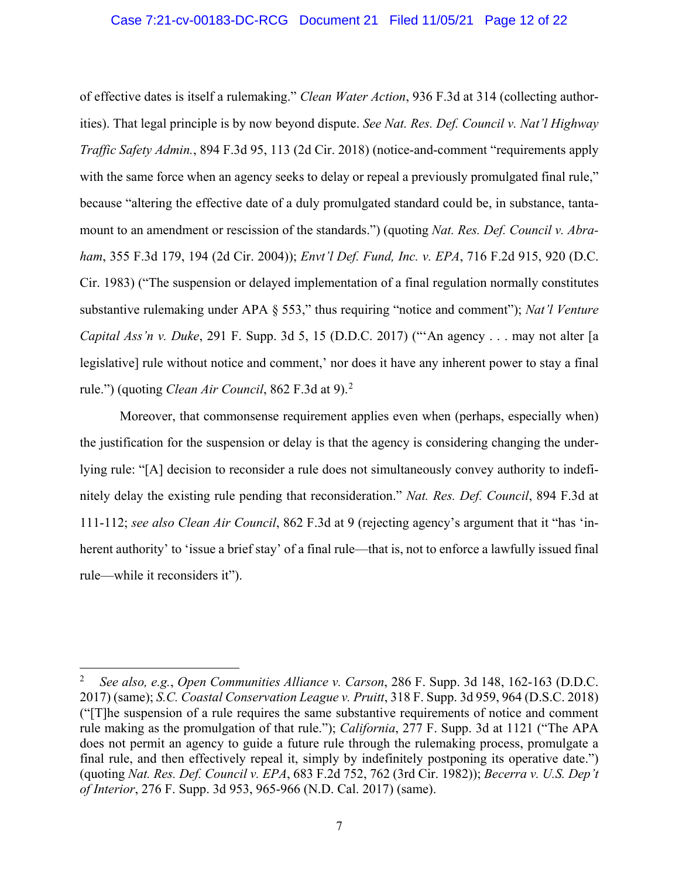of effective dates is itself a rulemaking." *Clean Water Action*, 936 F.3d at 314 (collecting authorities). That legal principle is by now beyond dispute. *See Nat. Res. Def. Council v. Nat'l Highway Traffic Safety Admin.*, 894 F.3d 95, 113 (2d Cir. 2018) (notice-and-comment "requirements apply with the same force when an agency seeks to delay or repeal a previously promulgated final rule," because "altering the effective date of a duly promulgated standard could be, in substance, tantamount to an amendment or rescission of the standards.") (quoting *Nat. Res. Def. Council v. Abraham*, 355 F.3d 179, 194 (2d Cir. 2004)); *Envt'l Def. Fund, Inc. v. EPA*, 716 F.2d 915, 920 (D.C. Cir. 1983) ("The suspension or delayed implementation of a final regulation normally constitutes substantive rulemaking under APA § 553," thus requiring "notice and comment"); *Nat'l Venture Capital Ass'n v. Duke*, 291 F. Supp. 3d 5, 15 (D.D.C. 2017) ("'An agency . . . may not alter [a legislative] rule without notice and comment,' nor does it have any inherent power to stay a final rule.") (quoting *Clean Air Council*, 862 F.3d at 9).[2]

Moreover, that commonsense requirement applies even when (perhaps, especially when) the justification for the suspension or delay is that the agency is considering changing the underlying rule: "[A] decision to reconsider a rule does not simultaneously convey authority to indefinitely delay the existing rule pending that reconsideration." *Nat. Res. Def. Council*, 894 F.3d at 111-112; *see also Clean Air Council*, 862 F.3d at 9 (rejecting agency's argument that it "has 'inherent authority' to 'issue a brief stay' of a final rule—that is, not to enforce a lawfully issued final rule—while it reconsiders it").

---

[2] *See also, e.g.*, *Open Communities Alliance v. Carson*, 286 F. Supp. 3d 148, 162-163 (D.D.C. 2017) (same); *S.C. Coastal Conservation League v. Pruitt*, 318 F. Supp. 3d 959, 964 (D.S.C. 2018) ("[T]he suspension of a rule requires the same substantive requirements of notice and comment rule making as the promulgation of that rule."); *California*, 277 F. Supp. 3d at 1121 ("The APA does not permit an agency to guide a future rule through the rulemaking process, promulgate a final rule, and then effectively repeal it, simply by indefinitely postponing its operative date.") (quoting *Nat. Res. Def. Council v. EPA*, 683 F.2d 752, 762 (3rd Cir. 1982)); *Becerra v. U.S. Dep't of Interior*, 276 F. Supp. 3d 953, 965-966 (N.D. Cal. 2017) (same).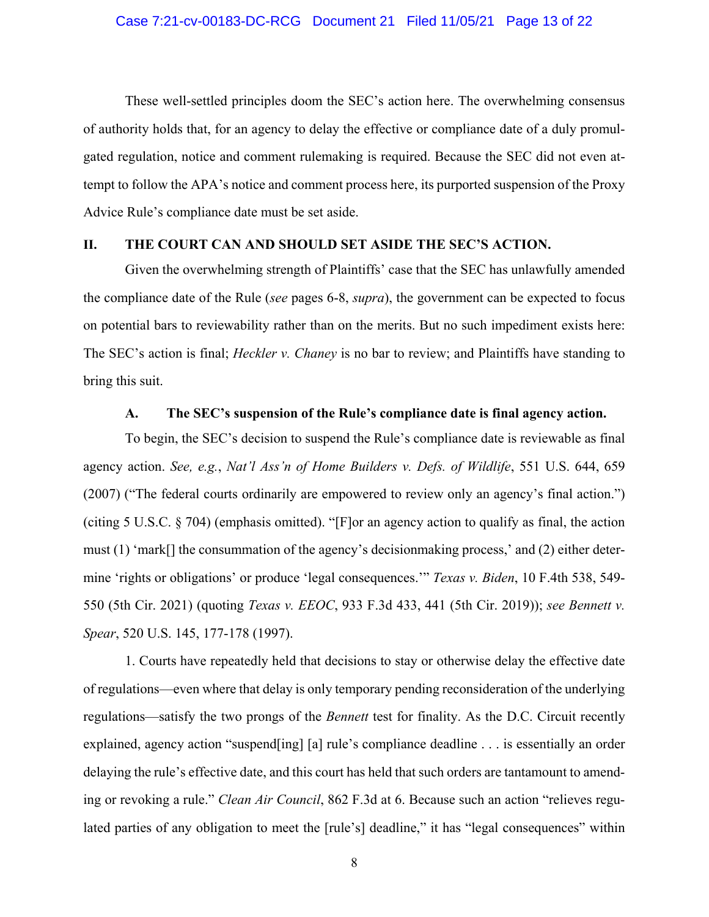These well-settled principles doom the SEC's action here. The overwhelming consensus of authority holds that, for an agency to delay the effective or compliance date of a duly promulgated regulation, notice and comment rulemaking is required. Because the SEC did not even attempt to follow the APA's notice and comment process here, its purported suspension of the Proxy Advice Rule's compliance date must be set aside.

## II. THE COURT CAN AND SHOULD SET ASIDE THE SEC'S ACTION.

Given the overwhelming strength of Plaintiffs' case that the SEC has unlawfully amended the compliance date of the Rule (*see* pages 6-8, *supra*), the government can be expected to focus on potential bars to reviewability rather than on the merits. But no such impediment exists here: The SEC's action is final; *Heckler v. Chaney* is no bar to review; and Plaintiffs have standing to bring this suit.

### A. The SEC's suspension of the Rule's compliance date is final agency action.

To begin, the SEC's decision to suspend the Rule's compliance date is reviewable as final agency action. *See, e.g.*, *Nat'l Ass'n of Home Builders v. Defs. of Wildlife*, 551 U.S. 644, 659 (2007) ("The federal courts ordinarily are empowered to review only an agency's final action.") (citing 5 U.S.C. § 704) (emphasis omitted). "[F]or an agency action to qualify as final, the action must (1) 'mark[] the consummation of the agency's decisionmaking process,' and (2) either determine 'rights or obligations' or produce 'legal consequences.'" *Texas v. Biden*, 10 F.4th 538, 549-550 (5th Cir. 2021) (quoting *Texas v. EEOC*, 933 F.3d 433, 441 (5th Cir. 2019)); *see Bennett v. Spear*, 520 U.S. 145, 177-178 (1997).

1. Courts have repeatedly held that decisions to stay or otherwise delay the effective date of regulations—even where that delay is only temporary pending reconsideration of the underlying regulations—satisfy the two prongs of the *Bennett* test for finality. As the D.C. Circuit recently explained, agency action "suspend[ing] [a] rule's compliance deadline . . . is essentially an order delaying the rule's effective date, and this court has held that such orders are tantamount to amending or revoking a rule." *Clean Air Council*, 862 F.3d at 6. Because such an action "relieves regulated parties of any obligation to meet the [rule's] deadline," it has "legal consequences" within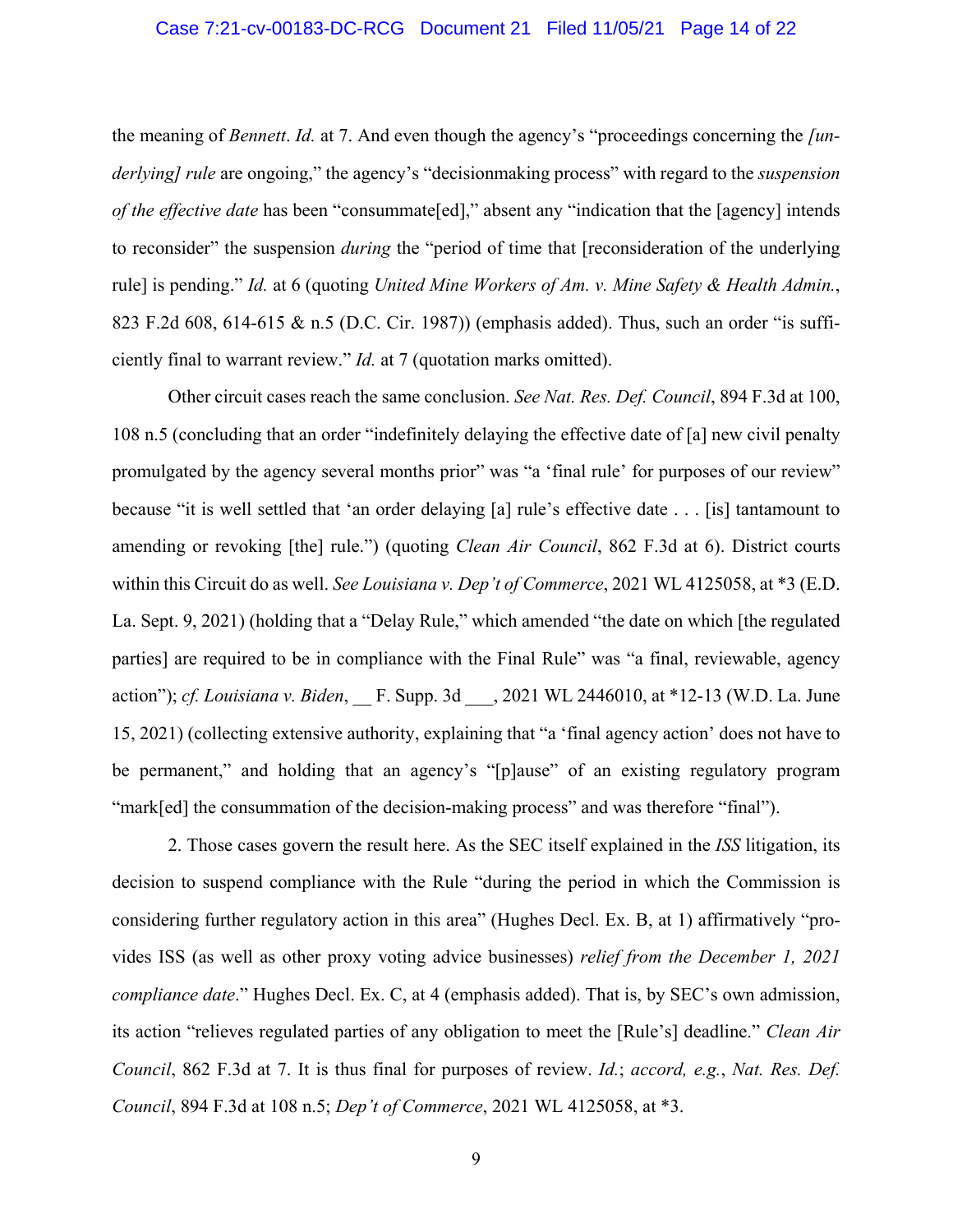the meaning of *Bennett*. *Id.* at 7. And even though the agency's "proceedings concerning the *[underlying] rule* are ongoing," the agency's "decisionmaking process" with regard to the *suspension of the effective date* has been "consummate[ed]," absent any "indication that the [agency] intends to reconsider" the suspension *during* the "period of time that [reconsideration of the underlying rule] is pending." *Id.* at 6 (quoting *United Mine Workers of Am. v. Mine Safety & Health Admin.*, 823 F.2d 608, 614-615 & n.5 (D.C. Cir. 1987)) (emphasis added). Thus, such an order "is sufficiently final to warrant review." *Id.* at 7 (quotation marks omitted).

Other circuit cases reach the same conclusion. *See Nat. Res. Def. Council*, 894 F.3d at 100, 108 n.5 (concluding that an order "indefinitely delaying the effective date of [a] new civil penalty promulgated by the agency several months prior" was "a 'final rule' for purposes of our review" because "it is well settled that 'an order delaying [a] rule's effective date . . . [is] tantamount to amending or revoking [the] rule.") (quoting *Clean Air Council*, 862 F.3d at 6). District courts within this Circuit do as well. *See Louisiana v. Dep't of Commerce*, 2021 WL 4125058, at *3 (E.D. La. Sept. 9, 2021) (holding that a "Delay Rule," which amended "the date on which [the regulated parties] are required to be in compliance with the Final Rule" was "a final, reviewable, agency action"); *cf. Louisiana v. Biden*, __ F. Supp. 3d ___, 2021 WL 2446010, at *12-13 (W.D. La. June 15, 2021) (collecting extensive authority, explaining that "a 'final agency action' does not have to be permanent," and holding that an agency's "[p]ause" of an existing regulatory program "mark[ed] the consummation of the decision-making process" and was therefore "final").

2. Those cases govern the result here. As the SEC itself explained in the *ISS* litigation, its decision to suspend compliance with the Rule "during the period in which the Commission is considering further regulatory action in this area" (Hughes Decl. Ex. B, at 1) affirmatively "provides ISS (as well as other proxy voting advice businesses) *relief from the December 1, 2021 compliance date*." Hughes Decl. Ex. C, at 4 (emphasis added). That is, by SEC's own admission, its action "relieves regulated parties of any obligation to meet the [Rule's] deadline." *Clean Air Council*, 862 F.3d at 7. It is thus final for purposes of review. *Id.*; *accord, e.g.*, *Nat. Res. Def. Council*, 894 F.3d at 108 n.5; *Dep't of Commerce*, 2021 WL 4125058, at *3.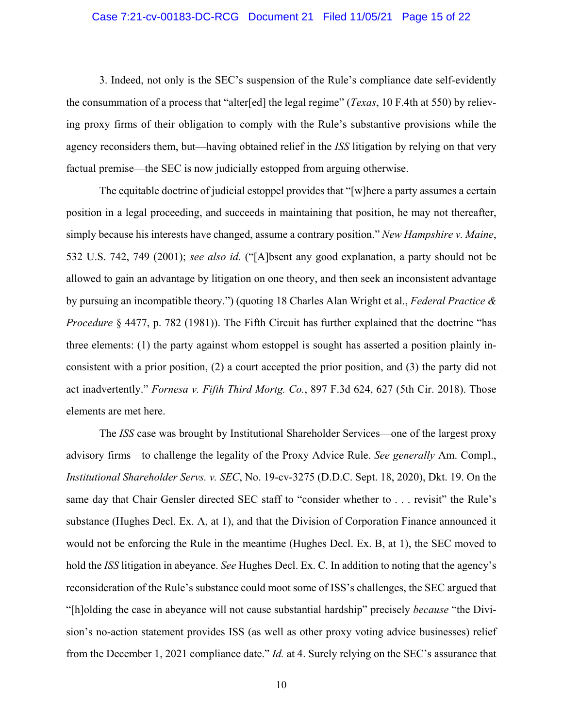3. Indeed, not only is the SEC's suspension of the Rule's compliance date self-evidently the consummation of a process that "alter[ed] the legal regime" (*Texas*, 10 F.4th at 550) by relieving proxy firms of their obligation to comply with the Rule's substantive provisions while the agency reconsiders them, but—having obtained relief in the *ISS* litigation by relying on that very factual premise—the SEC is now judicially estopped from arguing otherwise.

The equitable doctrine of judicial estoppel provides that "[w]here a party assumes a certain position in a legal proceeding, and succeeds in maintaining that position, he may not thereafter, simply because his interests have changed, assume a contrary position." *New Hampshire v. Maine*, 532 U.S. 742, 749 (2001); *see also id.* ("[A]bsent any good explanation, a party should not be allowed to gain an advantage by litigation on one theory, and then seek an inconsistent advantage by pursuing an incompatible theory.") (quoting 18 Charles Alan Wright et al., *Federal Practice & Procedure* § 4477, p. 782 (1981)). The Fifth Circuit has further explained that the doctrine "has three elements: (1) the party against whom estoppel is sought has asserted a position plainly inconsistent with a prior position, (2) a court accepted the prior position, and (3) the party did not act inadvertently." *Fornesa v. Fifth Third Mortg. Co.*, 897 F.3d 624, 627 (5th Cir. 2018). Those elements are met here.

The *ISS* case was brought by Institutional Shareholder Services—one of the largest proxy advisory firms—to challenge the legality of the Proxy Advice Rule. *See generally* Am. Compl., *Institutional Shareholder Servs. v. SEC*, No. 19-cv-3275 (D.D.C. Sept. 18, 2020), Dkt. 19. On the same day that Chair Gensler directed SEC staff to "consider whether to . . . revisit" the Rule's substance (Hughes Decl. Ex. A, at 1), and that the Division of Corporation Finance announced it would not be enforcing the Rule in the meantime (Hughes Decl. Ex. B, at 1), the SEC moved to hold the *ISS* litigation in abeyance. *See* Hughes Decl. Ex. C. In addition to noting that the agency's reconsideration of the Rule's substance could moot some of ISS's challenges, the SEC argued that "[h]olding the case in abeyance will not cause substantial hardship" precisely *because* "the Division's no-action statement provides ISS (as well as other proxy voting advice businesses) relief from the December 1, 2021 compliance date." *Id.* at 4. Surely relying on the SEC's assurance that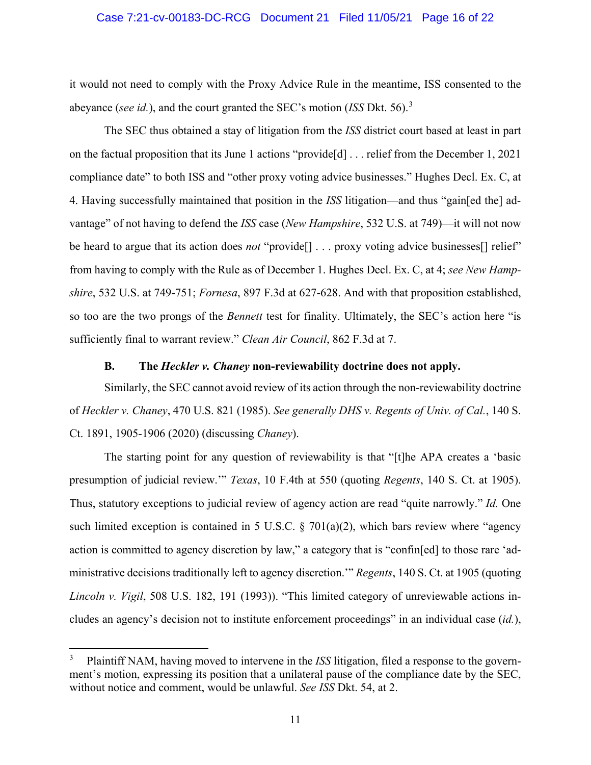it would not need to comply with the Proxy Advice Rule in the meantime, ISS consented to the abeyance (*see id.*), and the court granted the SEC's motion (*ISS* Dkt. 56).[3]

The SEC thus obtained a stay of litigation from the *ISS* district court based at least in part on the factual proposition that its June 1 actions "provide[d] . . . relief from the December 1, 2021 compliance date" to both ISS and "other proxy voting advice businesses." Hughes Decl. Ex. C, at 4. Having successfully maintained that position in the *ISS* litigation—and thus "gain[ed the] advantage" of not having to defend the *ISS* case (*New Hampshire*, 532 U.S. at 749)—it will not now be heard to argue that its action does *not* "provide[] . . . proxy voting advice businesses[] relief" from having to comply with the Rule as of December 1. Hughes Decl. Ex. C, at 4; *see New Hampshire*, 532 U.S. at 749-751; *Fornesa*, 897 F.3d at 627-628. And with that proposition established, so too are the two prongs of the *Bennett* test for finality. Ultimately, the SEC's action here "is sufficiently final to warrant review." *Clean Air Council*, 862 F.3d at 7.

### B. The *Heckler v. Chaney* non-reviewability doctrine does not apply.

Similarly, the SEC cannot avoid review of its action through the non-reviewability doctrine of *Heckler v. Chaney*, 470 U.S. 821 (1985). *See generally DHS v. Regents of Univ. of Cal.*, 140 S. Ct. 1891, 1905-1906 (2020) (discussing *Chaney*).

The starting point for any question of reviewability is that "[t]he APA creates a 'basic presumption of judicial review.'" *Texas*, 10 F.4th at 550 (quoting *Regents*, 140 S. Ct. at 1905). Thus, statutory exceptions to judicial review of agency action are read "quite narrowly." *Id.* One such limited exception is contained in 5 U.S.C. § 701(a)(2), which bars review where "agency action is committed to agency discretion by law," a category that is "confin[ed] to those rare 'administrative decisions traditionally left to agency discretion.'" *Regents*, 140 S. Ct. at 1905 (quoting *Lincoln v. Vigil*, 508 U.S. 182, 191 (1993)). "This limited category of unreviewable actions includes an agency's decision not to institute enforcement proceedings" in an individual case (*id.*),

---

[3] Plaintiff NAM, having moved to intervene in the *ISS* litigation, filed a response to the government's motion, expressing its position that a unilateral pause of the compliance date by the SEC, without notice and comment, would be unlawful. *See ISS* Dkt. 54, at 2.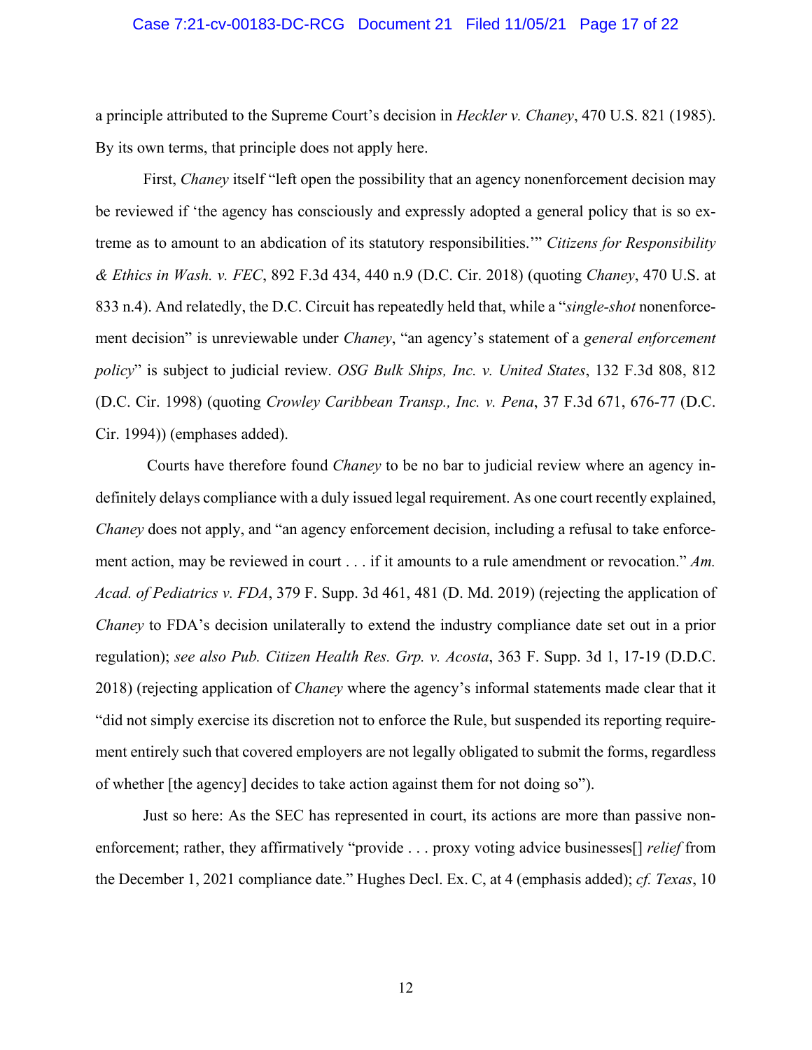a principle attributed to the Supreme Court's decision in *Heckler v. Chaney*, 470 U.S. 821 (1985). By its own terms, that principle does not apply here.

First, *Chaney* itself "left open the possibility that an agency nonenforcement decision may be reviewed if 'the agency has consciously and expressly adopted a general policy that is so extreme as to amount to an abdication of its statutory responsibilities.'" *Citizens for Responsibility & Ethics in Wash. v. FEC*, 892 F.3d 434, 440 n.9 (D.C. Cir. 2018) (quoting *Chaney*, 470 U.S. at 833 n.4). And relatedly, the D.C. Circuit has repeatedly held that, while a "*single-shot* nonenforcement decision" is unreviewable under *Chaney*, "an agency's statement of a *general enforcement policy*" is subject to judicial review. *OSG Bulk Ships, Inc. v. United States*, 132 F.3d 808, 812 (D.C. Cir. 1998) (quoting *Crowley Caribbean Transp., Inc. v. Pena*, 37 F.3d 671, 676-77 (D.C. Cir. 1994)) (emphases added).

Courts have therefore found *Chaney* to be no bar to judicial review where an agency indefinitely delays compliance with a duly issued legal requirement. As one court recently explained, *Chaney* does not apply, and "an agency enforcement decision, including a refusal to take enforcement action, may be reviewed in court . . . if it amounts to a rule amendment or revocation." *Am. Acad. of Pediatrics v. FDA*, 379 F. Supp. 3d 461, 481 (D. Md. 2019) (rejecting the application of *Chaney* to FDA's decision unilaterally to extend the industry compliance date set out in a prior regulation); *see also Pub. Citizen Health Res. Grp. v. Acosta*, 363 F. Supp. 3d 1, 17-19 (D.D.C. 2018) (rejecting application of *Chaney* where the agency's informal statements made clear that it "did not simply exercise its discretion not to enforce the Rule, but suspended its reporting requirement entirely such that covered employers are not legally obligated to submit the forms, regardless of whether [the agency] decides to take action against them for not doing so").

Just so here: As the SEC has represented in court, its actions are more than passive nonenforcement; rather, they affirmatively "provide . . . proxy voting advice businesses[] *relief* from the December 1, 2021 compliance date." Hughes Decl. Ex. C, at 4 (emphasis added); *cf. Texas*, 10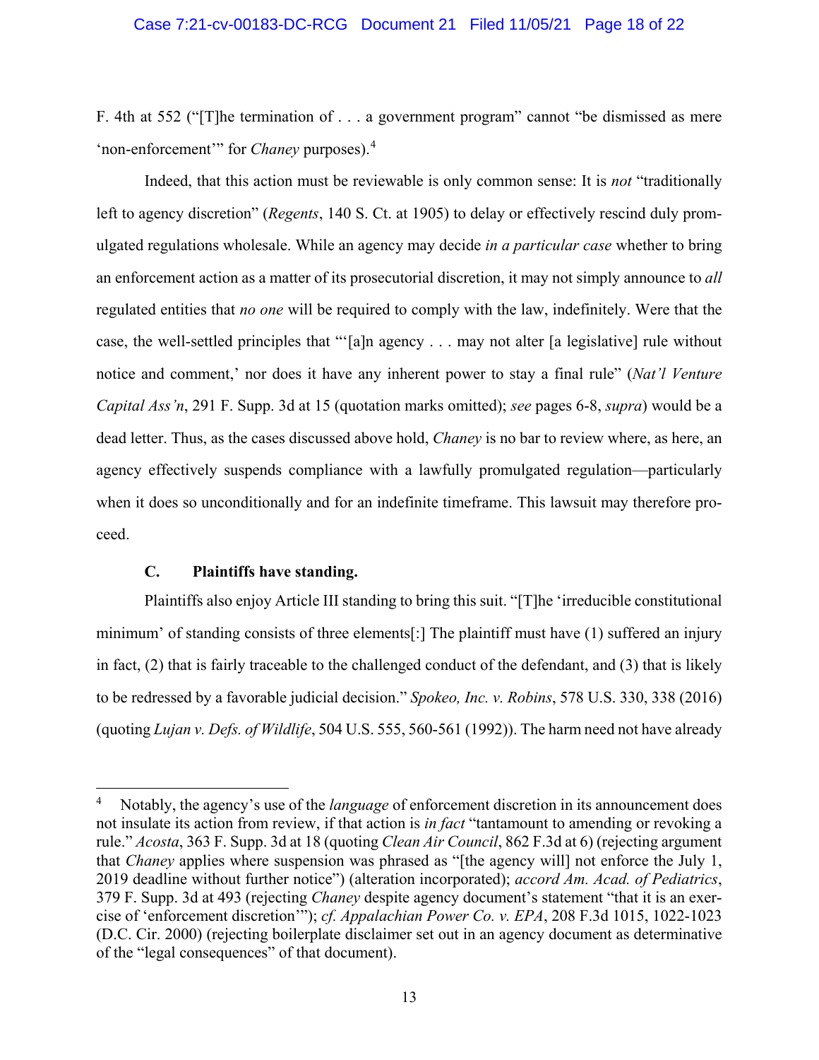F. 4th at 552 ("[T]he termination of . . . a government program" cannot "be dismissed as mere 'non-enforcement'" for *Chaney* purposes).[4]

Indeed, that this action must be reviewable is only common sense: It is *not* "traditionally left to agency discretion" (*Regents*, 140 S. Ct. at 1905) to delay or effectively rescind duly promulgated regulations wholesale. While an agency may decide *in a particular case* whether to bring an enforcement action as a matter of its prosecutorial discretion, it may not simply announce to *all* regulated entities that *no one* will be required to comply with the law, indefinitely. Were that the case, the well-settled principles that "'[a]n agency . . . may not alter [a legislative] rule without notice and comment,' nor does it have any inherent power to stay a final rule" (*Nat'l Venture Capital Ass'n*, 291 F. Supp. 3d at 15 (quotation marks omitted); *see* pages 6-8, *supra*) would be a dead letter. Thus, as the cases discussed above hold, *Chaney* is no bar to review where, as here, an agency effectively suspends compliance with a lawfully promulgated regulation—particularly when it does so unconditionally and for an indefinite timeframe. This lawsuit may therefore proceed.

### C. Plaintiffs have standing.

Plaintiffs also enjoy Article III standing to bring this suit. "[T]he 'irreducible constitutional minimum' of standing consists of three elements[:] The plaintiff must have (1) suffered an injury in fact, (2) that is fairly traceable to the challenged conduct of the defendant, and (3) that is likely to be redressed by a favorable judicial decision." *Spokeo, Inc. v. Robins*, 578 U.S. 330, 338 (2016) (quoting *Lujan v. Defs. of Wildlife*, 504 U.S. 555, 560-561 (1992)). The harm need not have already

---

[4] Notably, the agency's use of the *language* of enforcement discretion in its announcement does not insulate its action from review, if that action is *in fact* "tantamount to amending or revoking a rule." *Acosta*, 363 F. Supp. 3d at 18 (quoting *Clean Air Council*, 862 F.3d at 6) (rejecting argument that *Chaney* applies where suspension was phrased as "[the agency will] not enforce the July 1, 2019 deadline without further notice") (alteration incorporated); *accord Am. Acad. of Pediatrics*, 379 F. Supp. 3d at 493 (rejecting *Chaney* despite agency document's statement "that it is an exercise of 'enforcement discretion'"); *cf. Appalachian Power Co. v. EPA*, 208 F.3d 1015, 1022-1023 (D.C. Cir. 2000) (rejecting boilerplate disclaimer set out in an agency document as determinative of the "legal consequences" of that document).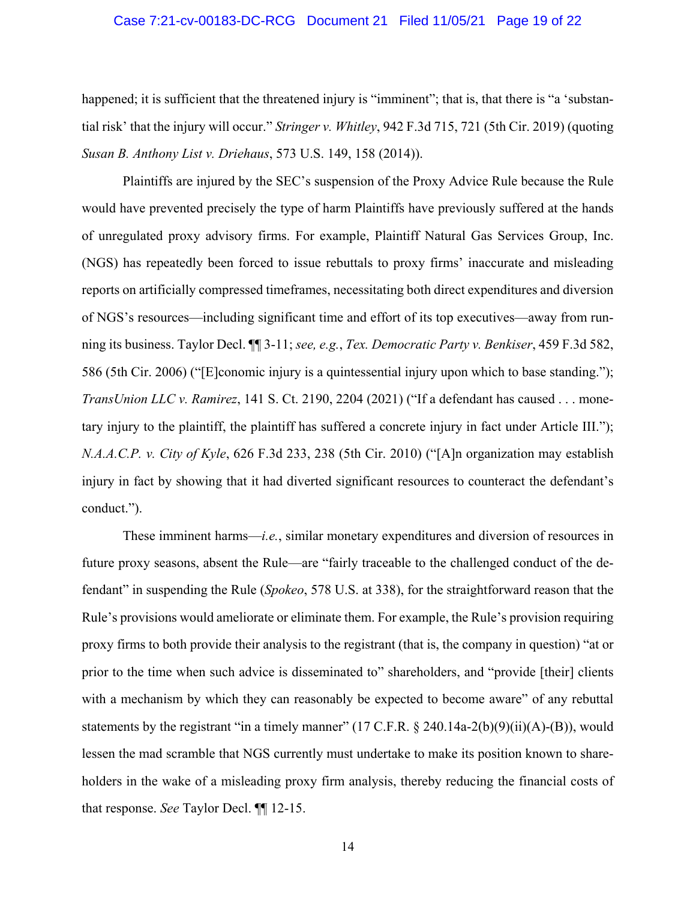happened; it is sufficient that the threatened injury is "imminent"; that is, that there is "a 'substantial risk' that the injury will occur." *Stringer v. Whitley*, 942 F.3d 715, 721 (5th Cir. 2019) (quoting *Susan B. Anthony List v. Driehaus*, 573 U.S. 149, 158 (2014)).

Plaintiffs are injured by the SEC's suspension of the Proxy Advice Rule because the Rule would have prevented precisely the type of harm Plaintiffs have previously suffered at the hands of unregulated proxy advisory firms. For example, Plaintiff Natural Gas Services Group, Inc. (NGS) has repeatedly been forced to issue rebuttals to proxy firms' inaccurate and misleading reports on artificially compressed timeframes, necessitating both direct expenditures and diversion of NGS's resources—including significant time and effort of its top executives—away from running its business. Taylor Decl. ¶¶ 3-11; *see, e.g.*, *Tex. Democratic Party v. Benkiser*, 459 F.3d 582, 586 (5th Cir. 2006) ("[E]conomic injury is a quintessential injury upon which to base standing."); *TransUnion LLC v. Ramirez*, 141 S. Ct. 2190, 2204 (2021) ("If a defendant has caused . . . monetary injury to the plaintiff, the plaintiff has suffered a concrete injury in fact under Article III."); *N.A.A.C.P. v. City of Kyle*, 626 F.3d 233, 238 (5th Cir. 2010) ("[A]n organization may establish injury in fact by showing that it had diverted significant resources to counteract the defendant's conduct.").

These imminent harms—*i.e.*, similar monetary expenditures and diversion of resources in future proxy seasons, absent the Rule—are "fairly traceable to the challenged conduct of the defendant" in suspending the Rule (*Spokeo*, 578 U.S. at 338), for the straightforward reason that the Rule's provisions would ameliorate or eliminate them. For example, the Rule's provision requiring proxy firms to both provide their analysis to the registrant (that is, the company in question) "at or prior to the time when such advice is disseminated to" shareholders, and "provide [their] clients with a mechanism by which they can reasonably be expected to become aware" of any rebuttal statements by the registrant "in a timely manner" (17 C.F.R. § 240.14a-2(b)(9)(ii)(A)-(B)), would lessen the mad scramble that NGS currently must undertake to make its position known to shareholders in the wake of a misleading proxy firm analysis, thereby reducing the financial costs of that response. *See* Taylor Decl. ¶¶ 12-15.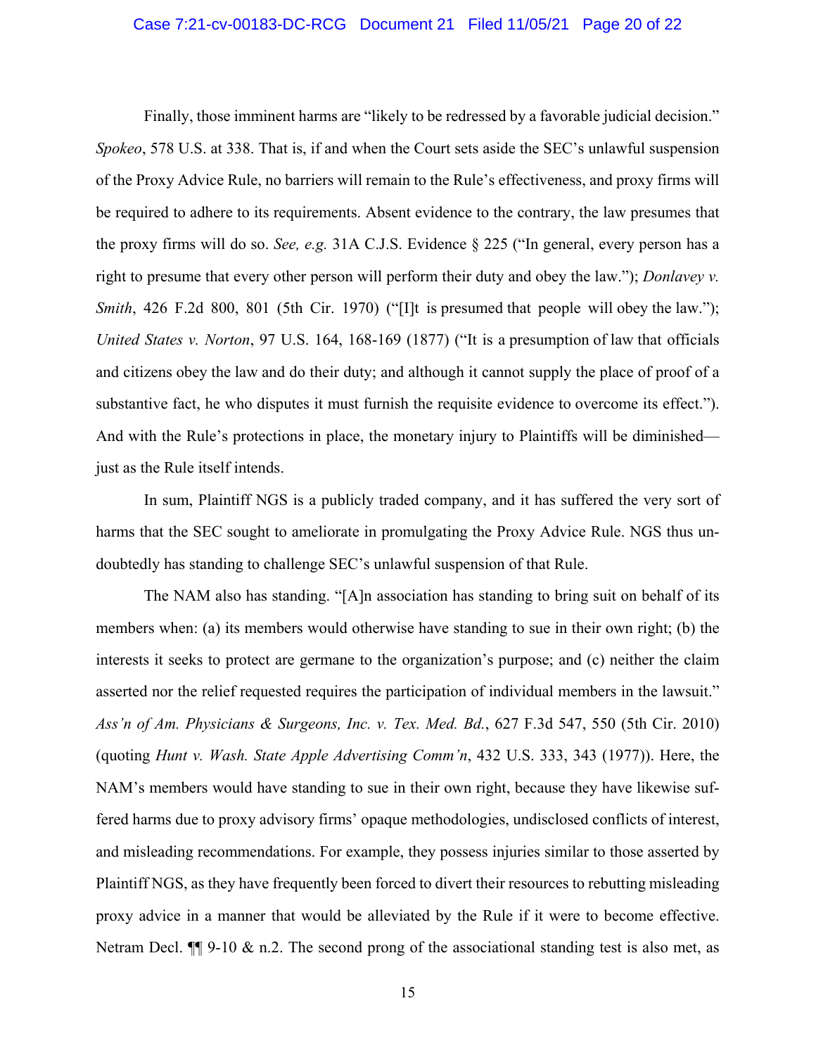Finally, those imminent harms are "likely to be redressed by a favorable judicial decision." *Spokeo*, 578 U.S. at 338. That is, if and when the Court sets aside the SEC's unlawful suspension of the Proxy Advice Rule, no barriers will remain to the Rule's effectiveness, and proxy firms will be required to adhere to its requirements. Absent evidence to the contrary, the law presumes that the proxy firms will do so. *See, e.g.* 31A C.J.S. Evidence § 225 ("In general, every person has a right to presume that every other person will perform their duty and obey the law."); *Donlavey v. Smith*, 426 F.2d 800, 801 (5th Cir. 1970) ("[I]t is presumed that people will obey the law."); *United States v. Norton*, 97 U.S. 164, 168-169 (1877) ("It is a presumption of law that officials and citizens obey the law and do their duty; and although it cannot supply the place of proof of a substantive fact, he who disputes it must furnish the requisite evidence to overcome its effect."). And with the Rule's protections in place, the monetary injury to Plaintiffs will be diminished—just as the Rule itself intends.

In sum, Plaintiff NGS is a publicly traded company, and it has suffered the very sort of harms that the SEC sought to ameliorate in promulgating the Proxy Advice Rule. NGS thus undoubtedly has standing to challenge SEC's unlawful suspension of that Rule.

The NAM also has standing. "[A]n association has standing to bring suit on behalf of its members when: (a) its members would otherwise have standing to sue in their own right; (b) the interests it seeks to protect are germane to the organization's purpose; and (c) neither the claim asserted nor the relief requested requires the participation of individual members in the lawsuit." *Ass'n of Am. Physicians & Surgeons, Inc. v. Tex. Med. Bd.*, 627 F.3d 547, 550 (5th Cir. 2010) (quoting *Hunt v. Wash. State Apple Advertising Comm'n*, 432 U.S. 333, 343 (1977)). Here, the NAM's members would have standing to sue in their own right, because they have likewise suffered harms due to proxy advisory firms' opaque methodologies, undisclosed conflicts of interest, and misleading recommendations. For example, they possess injuries similar to those asserted by Plaintiff NGS, as they have frequently been forced to divert their resources to rebutting misleading proxy advice in a manner that would be alleviated by the Rule if it were to become effective. Netram Decl. ¶¶ 9-10 & n.2. The second prong of the associational standing test is also met, as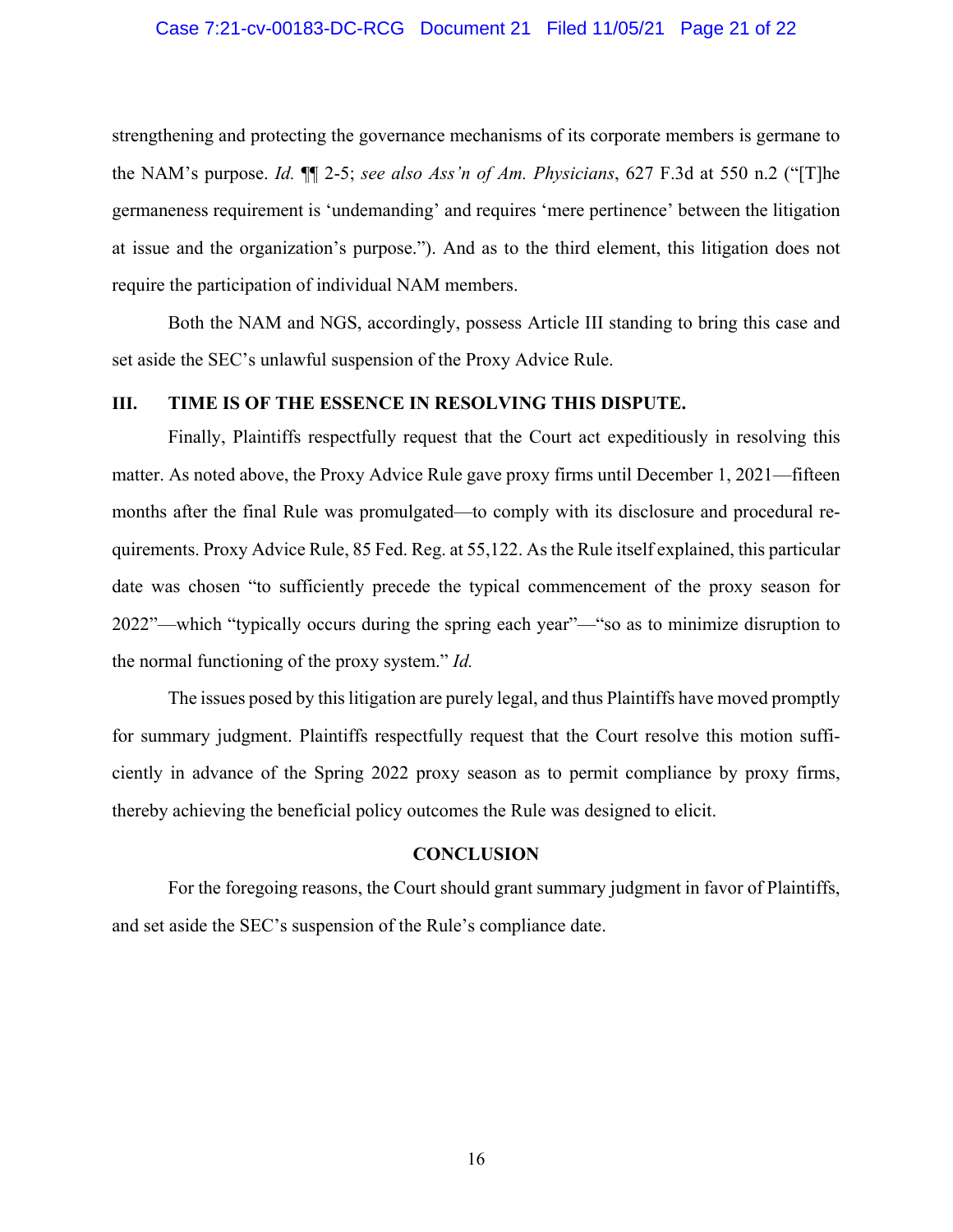strengthening and protecting the governance mechanisms of its corporate members is germane to the NAM's purpose. *Id.* ¶¶ 2-5; *see also Ass'n of Am. Physicians*, 627 F.3d at 550 n.2 ("[T]he germaneness requirement is 'undemanding' and requires 'mere pertinence' between the litigation at issue and the organization's purpose."). And as to the third element, this litigation does not require the participation of individual NAM members.

Both the NAM and NGS, accordingly, possess Article III standing to bring this case and set aside the SEC's unlawful suspension of the Proxy Advice Rule.

## III. TIME IS OF THE ESSENCE IN RESOLVING THIS DISPUTE.

Finally, Plaintiffs respectfully request that the Court act expeditiously in resolving this matter. As noted above, the Proxy Advice Rule gave proxy firms until December 1, 2021—fifteen months after the final Rule was promulgated—to comply with its disclosure and procedural requirements. Proxy Advice Rule, 85 Fed. Reg. at 55,122. As the Rule itself explained, this particular date was chosen "to sufficiently precede the typical commencement of the proxy season for 2022"—which "typically occurs during the spring each year"—"so as to minimize disruption to the normal functioning of the proxy system." *Id.*

The issues posed by this litigation are purely legal, and thus Plaintiffs have moved promptly for summary judgment. Plaintiffs respectfully request that the Court resolve this motion sufficiently in advance of the Spring 2022 proxy season as to permit compliance by proxy firms, thereby achieving the beneficial policy outcomes the Rule was designed to elicit.

## CONCLUSION

For the foregoing reasons, the Court should grant summary judgment in favor of Plaintiffs, and set aside the SEC's suspension of the Rule's compliance date.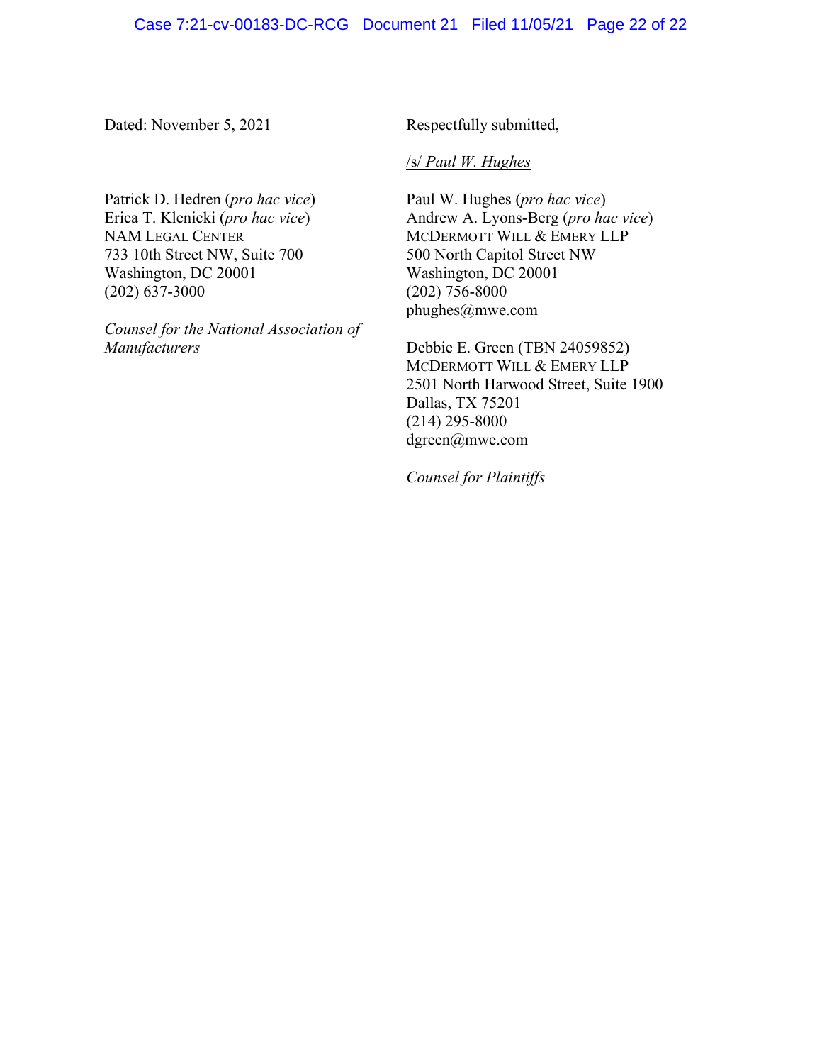Dated: November 5, 2021

Respectfully submitted,

/s/ *Paul W. Hughes*

Paul W. Hughes (*pro hac vice*)
Andrew A. Lyons-Berg (*pro hac vice*)
MCDERMOTT WILL & EMERY LLP
500 North Capitol Street NW
Washington, DC 20001
(202) 756-8000
phughes@mwe.com

Debbie E. Green (TBN 24059852)
MCDERMOTT WILL & EMERY LLP
2501 North Harwood Street, Suite 1900
Dallas, TX 75201
(214) 295-8000
dgreen@mwe.com

*Counsel for Plaintiffs*

Patrick D. Hedren (*pro hac vice*)
Erica T. Klenicki (*pro hac vice*)
NAM LEGAL CENTER
733 10th Street NW, Suite 700
Washington, DC 20001
(202) 637-3000

*Counsel for the National Association of Manufacturers*